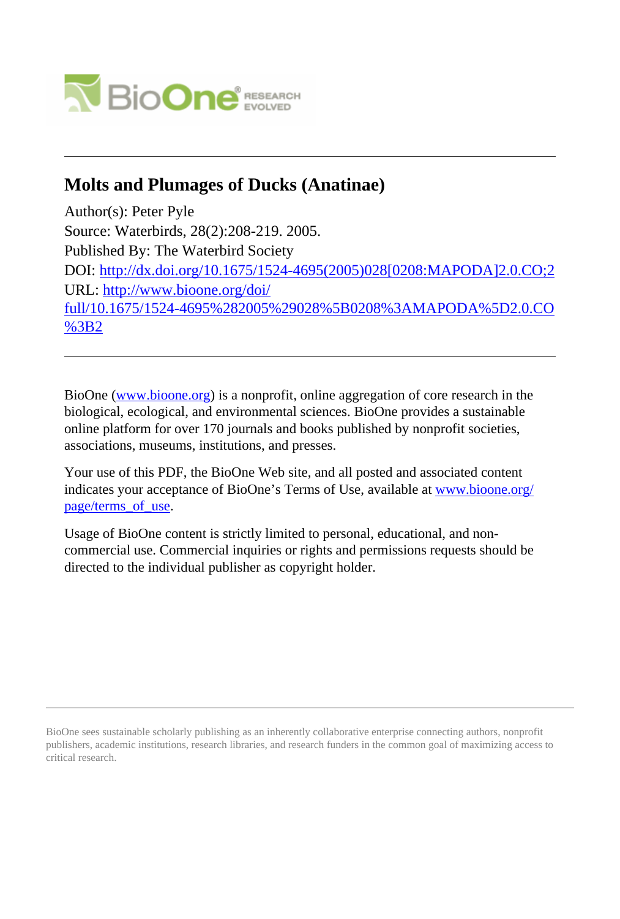# Molts and Plumages of Ducks (Anatinae)

Author(s): Peter Pyle

Source: Waterbirds, 28(2):208-219. 2005.

Published By: The Waterbird Society

DOI: http://dx.doi.org/10.1675/1524-4695(2005)028[0208:MAPODA]2.0.CO;2

URL: http://www.bioone.org/doi/full/10.1675/1524-4695%282005%29028%5B0208%3AMAPODA%5D2.0.CO%3B2

---

BioOne (www.bioone.org) is a nonprofit, online aggregation of core research in the biological, ecological, and environmental sciences. BioOne provides a sustainable online platform for over 170 journals and books published by nonprofit societies, associations, museums, institutions, and presses.

Your use of this PDF, the BioOne Web site, and all posted and associated content indicates your acceptance of BioOne's Terms of Use, available at www.bioone.org/page/terms_of_use.

Usage of BioOne content is strictly limited to personal, educational, and non-commercial use. Commercial inquiries or rights and permissions requests should be directed to the individual publisher as copyright holder.

---

BioOne sees sustainable scholarly publishing as an inherently collaborative enterprise connecting authors, nonprofit publishers, academic institutions, research libraries, and research funders in the common goal of maximizing access to critical research.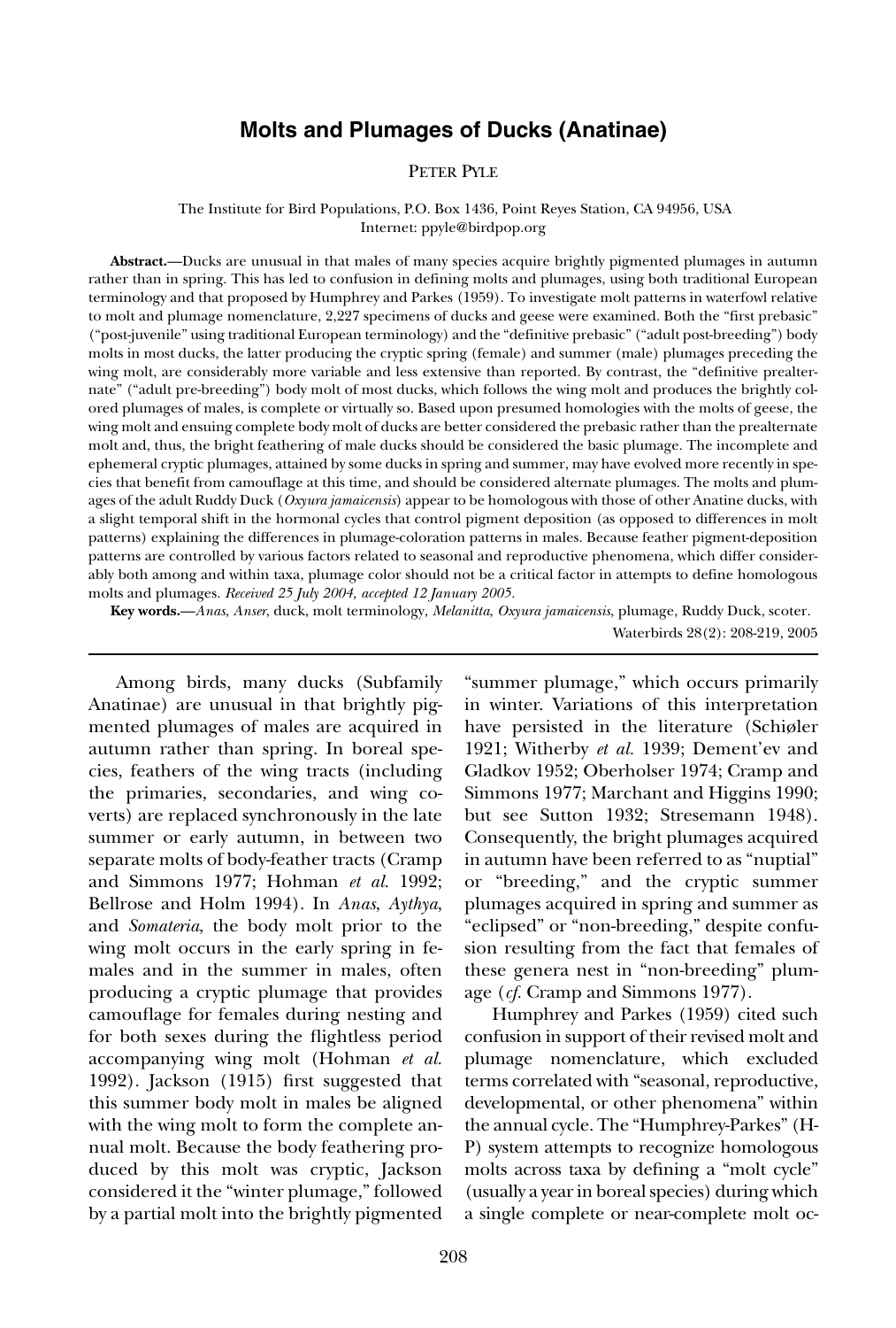# Molts and Plumages of Ducks (Anatinae)

Peter Pyle

The Institute for Bird Populations, P.O. Box 1436, Point Reyes Station, CA 94956, USA
Internet: ppyle@birdpop.org

**Abstract.**—Ducks are unusual in that males of many species acquire brightly pigmented plumages in autumn rather than in spring. This has led to confusion in defining molts and plumages, using both traditional European terminology and that proposed by Humphrey and Parkes (1959). To investigate molt patterns in waterfowl relative to molt and plumage nomenclature, 2,227 specimens of ducks and geese were examined. Both the "first prebasic" ("post-juvenile" using traditional European terminology) and the "definitive prebasic" ("adult post-breeding") body molts in most ducks, the latter producing the cryptic spring (female) and summer (male) plumages preceding the wing molt, are considerably more variable and less extensive than reported. By contrast, the "definitive prealternate" ("adult pre-breeding") body molt of most ducks, which follows the wing molt and produces the brightly colored plumages of males, is complete or virtually so. Based upon presumed homologies with the molts of geese, the wing molt and ensuing complete body molt of ducks are better considered the prebasic rather than the prealternate molt and, thus, the bright feathering of male ducks should be considered the basic plumage. The incomplete and ephemeral cryptic plumages, attained by some ducks in spring and summer, may have evolved more recently in species that benefit from camouflage at this time, and should be considered alternate plumages. The molts and plumages of the adult Ruddy Duck (*Oxyura jamaicensis*) appear to be homologous with those of other Anatine ducks, with a slight temporal shift in the hormonal cycles that control pigment deposition (as opposed to differences in molt patterns) explaining the differences in plumage-coloration patterns in males. Because feather pigment-deposition patterns are controlled by various factors related to seasonal and reproductive phenomena, which differ considerably both among and within taxa, plumage color should not be a critical factor in attempts to define homologous molts and plumages. *Received 25 July 2004, accepted 12 January 2005.*

**Key words.**—*Anas*, *Anser*, duck, molt terminology, *Melanitta*, *Oxyura jamaicensis*, plumage, Ruddy Duck, scoter.

Waterbirds 28(2): 208-219, 2005

Among birds, many ducks (Subfamily Anatinae) are unusual in that brightly pigmented plumages of males are acquired in autumn rather than spring. In boreal species, feathers of the wing tracts (including the primaries, secondaries, and wing coverts) are replaced synchronously in the late summer or early autumn, in between two separate molts of body-feather tracts (Cramp and Simmons 1977; Hohman *et al.* 1992; Bellrose and Holm 1994). In *Anas*, *Aythya*, and *Somateria*, the body molt prior to the wing molt occurs in the early spring in females and in the summer in males, often producing a cryptic plumage that provides camouflage for females during nesting and for both sexes during the flightless period accompanying wing molt (Hohman *et al.* 1992). Jackson (1915) first suggested that this summer body molt in males be aligned with the wing molt to form the complete annual molt. Because the body feathering produced by this molt was cryptic, Jackson considered it the "winter plumage," followed by a partial molt into the brightly pigmented "summer plumage," which occurs primarily in winter. Variations of this interpretation have persisted in the literature (Schiøler 1921; Witherby *et al.* 1939; Dement'ev and Gladkov 1952; Oberholser 1974; Cramp and Simmons 1977; Marchant and Higgins 1990; but see Sutton 1932; Stresemann 1948). Consequently, the bright plumages acquired in autumn have been referred to as "nuptial" or "breeding," and the cryptic summer plumages acquired in spring and summer as "eclipsed" or "non-breeding," despite confusion resulting from the fact that females of these genera nest in "non-breeding" plumage (*cf.* Cramp and Simmons 1977).

Humphrey and Parkes (1959) cited such confusion in support of their revised molt and plumage nomenclature, which excluded terms correlated with "seasonal, reproductive, developmental, or other phenomena" within the annual cycle. The "Humphrey-Parkes" (H-P) system attempts to recognize homologous molts across taxa by defining a "molt cycle" (usually a year in boreal species) during which a single complete or near-complete molt oc-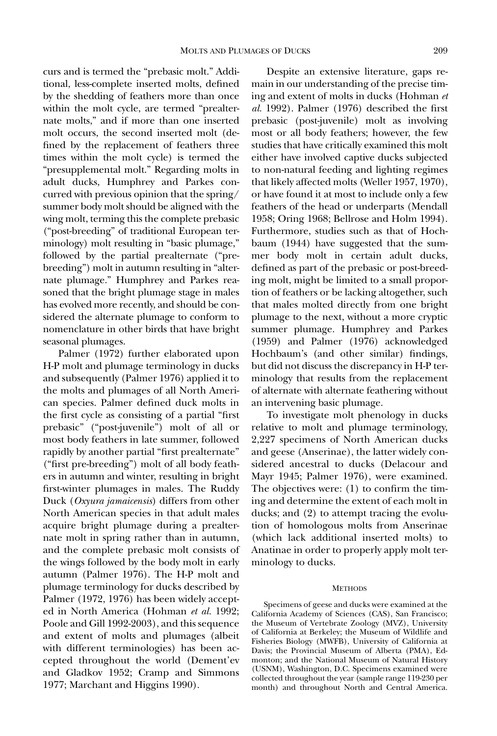curs and is termed the "prebasic molt." Additional, less-complete inserted molts, defined by the shedding of feathers more than once within the molt cycle, are termed "prealternate molts," and if more than one inserted molt occurs, the second inserted molt (defined by the replacement of feathers three times within the molt cycle) is termed the "presupplemental molt." Regarding molts in adult ducks, Humphrey and Parkes concurred with previous opinion that the spring/summer body molt should be aligned with the wing molt, terming this the complete prebasic ("post-breeding" of traditional European terminology) molt resulting in "basic plumage," followed by the partial prealternate ("prebreeding") molt in autumn resulting in "alternate plumage." Humphrey and Parkes reasoned that the bright plumage stage in males has evolved more recently, and should be considered the alternate plumage to conform to nomenclature in other birds that have bright seasonal plumages.

Palmer (1972) further elaborated upon H-P molt and plumage terminology in ducks and subsequently (Palmer 1976) applied it to the molts and plumages of all North American species. Palmer defined duck molts in the first cycle as consisting of a partial "first prebasic" ("post-juvenile") molt of all or most body feathers in late summer, followed rapidly by another partial "first prealternate" ("first pre-breeding") molt of all body feathers in autumn and winter, resulting in bright first-winter plumages in males. The Ruddy Duck (*Oxyura jamaicensis*) differs from other North American species in that adult males acquire bright plumage during a prealternate molt in spring rather than in autumn, and the complete prebasic molt consists of the wings followed by the body molt in early autumn (Palmer 1976). The H-P molt and plumage terminology for ducks described by Palmer (1972, 1976) has been widely accepted in North America (Hohman *et al.* 1992; Poole and Gill 1992-2003), and this sequence and extent of molts and plumages (albeit with different terminologies) has been accepted throughout the world (Dement'ev and Gladkov 1952; Cramp and Simmons 1977; Marchant and Higgins 1990).

Despite an extensive literature, gaps remain in our understanding of the precise timing and extent of molts in ducks (Hohman *et al.* 1992). Palmer (1976) described the first prebasic (post-juvenile) molt as involving most or all body feathers; however, the few studies that have critically examined this molt either have involved captive ducks subjected to non-natural feeding and lighting regimes that likely affected molts (Weller 1957, 1970), or have found it at most to include only a few feathers of the head or underparts (Mendall 1958; Oring 1968; Bellrose and Holm 1994). Furthermore, studies such as that of Hochbaum (1944) have suggested that the summer body molt in certain adult ducks, defined as part of the prebasic or post-breeding molt, might be limited to a small proportion of feathers or be lacking altogether, such that males molted directly from one bright plumage to the next, without a more cryptic summer plumage. Humphrey and Parkes (1959) and Palmer (1976) acknowledged Hochbaum's (and other similar) findings, but did not discuss the discrepancy in H-P terminology that results from the replacement of alternate with alternate feathering without an intervening basic plumage.

To investigate molt phenology in ducks relative to molt and plumage terminology, 2,227 specimens of North American ducks and geese (Anserinae), the latter widely considered ancestral to ducks (Delacour and Mayr 1945; Palmer 1976), were examined. The objectives were: (1) to confirm the timing and determine the extent of each molt in ducks; and (2) to attempt tracing the evolution of homologous molts from Anserinae (which lack additional inserted molts) to Anatinae in order to properly apply molt terminology to ducks.

## Methods

Specimens of geese and ducks were examined at the California Academy of Sciences (CAS), San Francisco; the Museum of Vertebrate Zoology (MVZ), University of California at Berkeley; the Museum of Wildlife and Fisheries Biology (MWFB), University of California at Davis; the Provincial Museum of Alberta (PMA), Edmonton; and the National Museum of Natural History (USNM), Washington, D.C. Specimens examined were collected throughout the year (sample range 119-230 per month) and throughout North and Central America.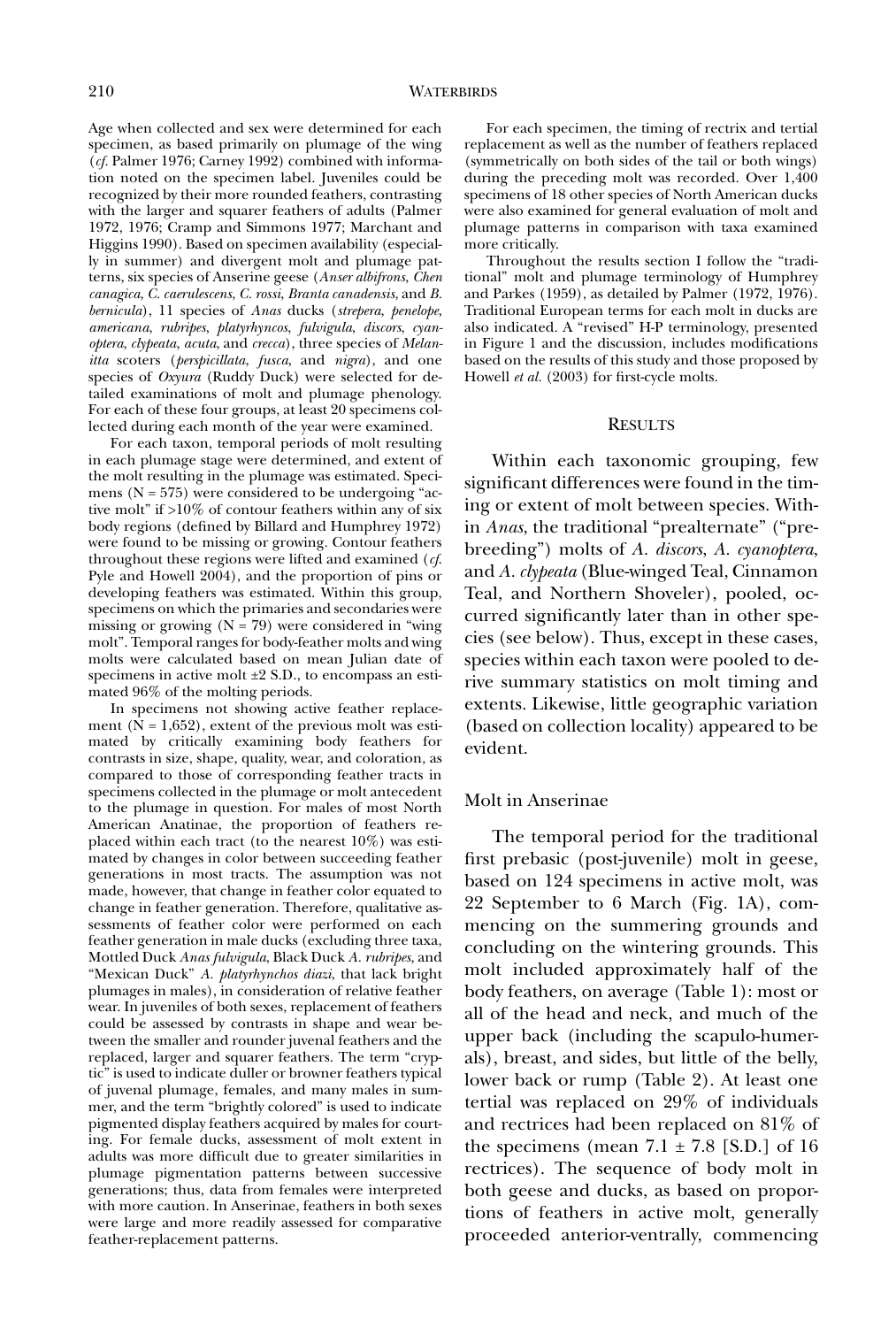Age when collected and sex were determined for each specimen, as based primarily on plumage of the wing (*cf.* Palmer 1976; Carney 1992) combined with information noted on the specimen label. Juveniles could be recognized by their more rounded feathers, contrasting with the larger and squarer feathers of adults (Palmer 1972, 1976; Cramp and Simmons 1977; Marchant and Higgins 1990). Based on specimen availability (especially in summer) and divergent molt and plumage patterns, six species of Anserine geese (*Anser albifrons*, *Chen canagica*, *C. caerulescens*, *C. rossi*, *Branta canadensis*, and *B. bernicula*), 11 species of *Anas* ducks (*strepera*, *penelope*, *americana*, *rubripes*, *platyrhyncos*, *fulvigula*, *discors*, *cyanoptera*, *clypeata*, *acuta*, and *crecca*), three species of *Melanitta* scoters (*perspicillata*, *fusca*, and *nigra*), and one species of *Oxyura* (Ruddy Duck) were selected for detailed examinations of molt and plumage phenology. For each of these four groups, at least 20 specimens collected during each month of the year were examined.

For each taxon, temporal periods of molt resulting in each plumage stage were determined, and extent of the molt resulting in the plumage was estimated. Specimens (N = 575) were considered to be undergoing "active molt" if >10% of contour feathers within any of six body regions (defined by Billard and Humphrey 1972) were found to be missing or growing. Contour feathers throughout these regions were lifted and examined (*cf.* Pyle and Howell 2004), and the proportion of pins or developing feathers was estimated. Within this group, specimens on which the primaries and secondaries were missing or growing (N = 79) were considered in "wing molt". Temporal ranges for body-feather molts and wing molts were calculated based on mean Julian date of specimens in active molt ±2 S.D., to encompass an estimated 96% of the molting periods.

In specimens not showing active feather replacement (N = 1,652), extent of the previous molt was estimated by critically examining body feathers for contrasts in size, shape, quality, wear, and coloration, as compared to those of corresponding feather tracts in specimens collected in the plumage or molt antecedent to the plumage in question. For males of most North American Anatinae, the proportion of feathers replaced within each tract (to the nearest 10%) was estimated by changes in color between succeeding feather generations in most tracts. The assumption was not made, however, that change in feather color equated to change in feather generation. Therefore, qualitative assessments of feather color were performed on each feather generation in male ducks (excluding three taxa, Mottled Duck *Anas fulvigula*, Black Duck *A. rubripes*, and "Mexican Duck" *A. platyrhynchos diazi*, that lack bright plumages in males), in consideration of relative feather wear. In juveniles of both sexes, replacement of feathers could be assessed by contrasts in shape and wear between the smaller and rounder juvenal feathers and the replaced, larger and squarer feathers. The term "cryptic" is used to indicate duller or browner feathers typical of juvenal plumage, females, and many males in summer, and the term "brightly colored" is used to indicate pigmented display feathers acquired by males for courting. For female ducks, assessment of molt extent in adults was more difficult due to greater similarities in plumage pigmentation patterns between successive generations; thus, data from females were interpreted with more caution. In Anserinae, feathers in both sexes were large and more readily assessed for comparative feather-replacement patterns.

For each specimen, the timing of rectrix and tertial replacement as well as the number of feathers replaced (symmetrically on both sides of the tail or both wings) during the preceding molt was recorded. Over 1,400 specimens of 18 other species of North American ducks were also examined for general evaluation of molt and plumage patterns in comparison with taxa examined more critically.

Throughout the results section I follow the "traditional" molt and plumage terminology of Humphrey and Parkes (1959), as detailed by Palmer (1972, 1976). Traditional European terms for each molt in ducks are also indicated. A "revised" H-P terminology, presented in Figure 1 and the discussion, includes modifications based on the results of this study and those proposed by Howell *et al.* (2003) for first-cycle molts.

## RESULTS

Within each taxonomic grouping, few significant differences were found in the timing or extent of molt between species. Within *Anas*, the traditional "prealternate" ("prebreeding") molts of *A. discors*, *A. cyanoptera*, and *A. clypeata* (Blue-winged Teal, Cinnamon Teal, and Northern Shoveler), pooled, occurred significantly later than in other species (see below). Thus, except in these cases, species within each taxon were pooled to derive summary statistics on molt timing and extents. Likewise, little geographic variation (based on collection locality) appeared to be evident.

### Molt in Anserinae

The temporal period for the traditional first prebasic (post-juvenile) molt in geese, based on 124 specimens in active molt, was 22 September to 6 March (Fig. 1A), commencing on the summering grounds and concluding on the wintering grounds. This molt included approximately half of the body feathers, on average (Table 1): most or all of the head and neck, and much of the upper back (including the scapulo-humerals), breast, and sides, but little of the belly, lower back or rump (Table 2). At least one tertial was replaced on 29% of individuals and rectrices had been replaced on 81% of the specimens (mean 7.1 ± 7.8 [S.D.] of 16 rectrices). The sequence of body molt in both geese and ducks, as based on proportions of feathers in active molt, generally proceeded anterior-ventrally, commencing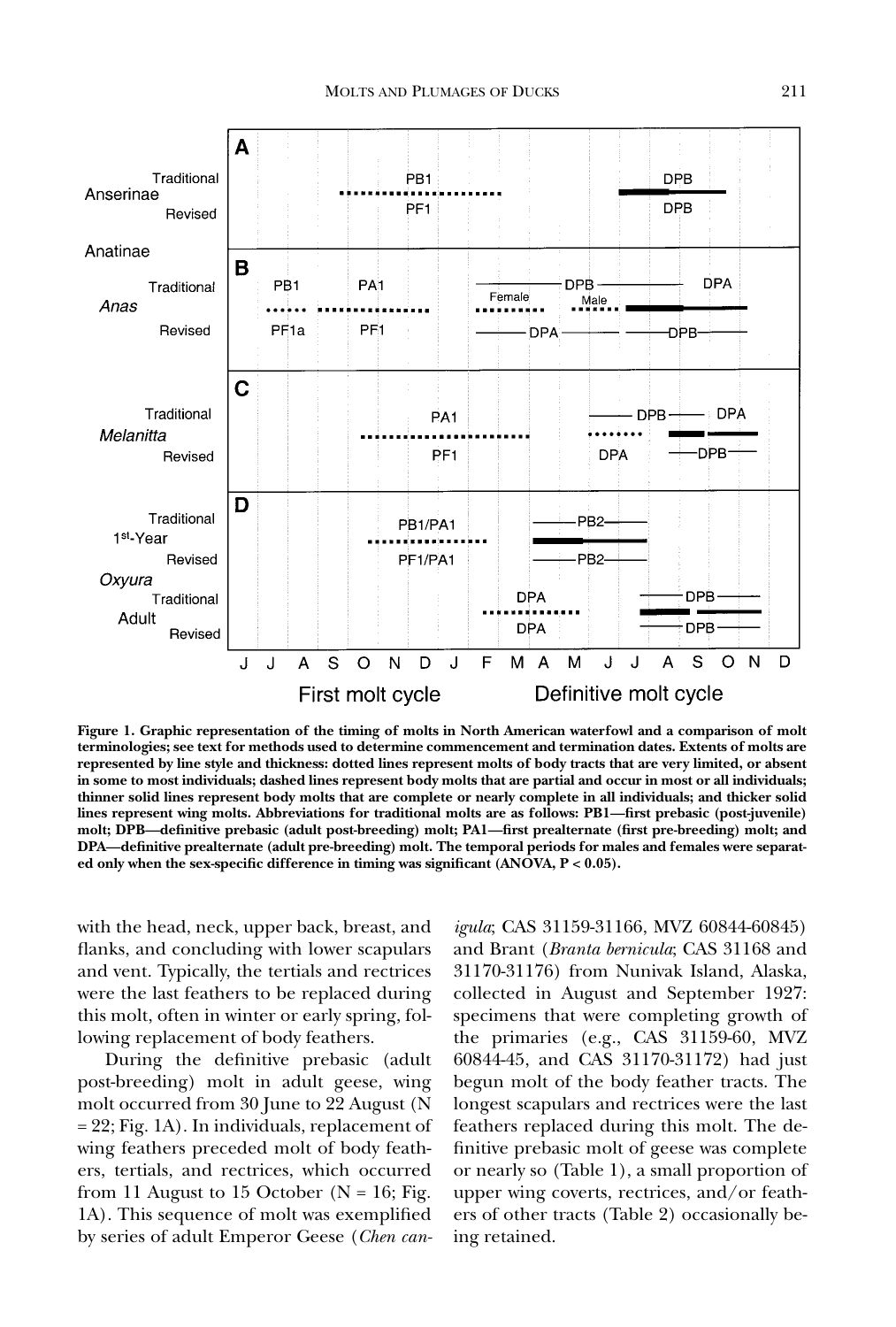**Figure 1. Graphic representation of the timing of molts in North American waterfowl and a comparison of molt terminologies; see text for methods used to determine commencement and termination dates. Extents of molts are represented by line style and thickness: dotted lines represent molts of body tracts that are very limited, or absent in some to most individuals; dashed lines represent body molts that are partial and occur in most or all individuals; thinner solid lines represent body molts that are complete or nearly complete in all individuals; and thicker solid lines represent wing molts. Abbreviations for traditional molts are as follows: PB1—first prebasic (post-juvenile) molt; DPB—definitive prebasic (adult post-breeding) molt; PA1—first prealternate (first pre-breeding) molt; and DPA—definitive prealternate (adult pre-breeding) molt. The temporal periods for males and females were separated only when the sex-specific difference in timing was significant (ANOVA, P < 0.05).**

with the head, neck, upper back, breast, and flanks, and concluding with lower scapulars and vent. Typically, the tertials and rectrices were the last feathers to be replaced during this molt, often in winter or early spring, following replacement of body feathers.

During the definitive prebasic (adult post-breeding) molt in adult geese, wing molt occurred from 30 June to 22 August (N = 22; Fig. 1A). In individuals, replacement of wing feathers preceded molt of body feathers, tertials, and rectrices, which occurred from 11 August to 15 October (N = 16; Fig. 1A). This sequence of molt was exemplified by series of adult Emperor Geese (*Chen canigula*; CAS 31159-31166, MVZ 60844-60845) and Brant (*Branta bernicula*; CAS 31168 and 31170-31176) from Nunivak Island, Alaska, collected in August and September 1927: specimens that were completing growth of the primaries (e.g., CAS 31159-60, MVZ 60844-45, and CAS 31170-31172) had just begun molt of the body feather tracts. The longest scapulars and rectrices were the last feathers replaced during this molt. The definitive prebasic molt of geese was complete or nearly so (Table 1), a small proportion of upper wing coverts, rectrices, and/or feathers of other tracts (Table 2) occasionally being retained.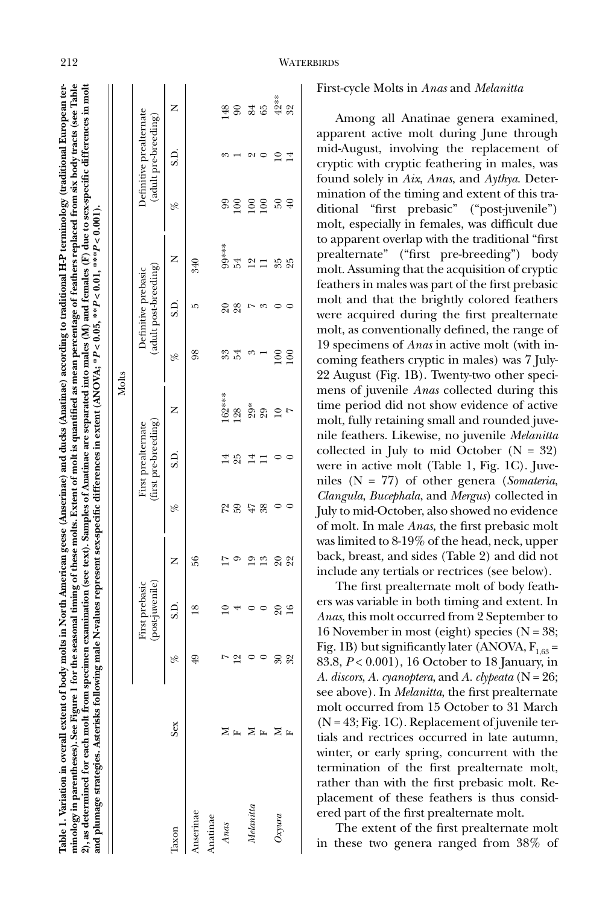**Table 1. Variation in overall extent of body molts in North American geese (Anserinae) and ducks (Anatinae) according to traditional H-P terminology (traditional European terminology in parentheses). See Figure 1 for the seasonal timing of these molts. Extent of molt is quantified as mean percentage of feathers replaced from six body tracts (see Table 2), as determined for each molt from specimen examination (see text). Samples of Anatinae are separated into males (M) and females (F) due to sex-specific differences in molt and plumage strategies. Asterisks following male N-values represent sex-specific differences in extent (ANOVA; *P < 0.05, **P < 0.01, ***P < 0.001).**

| | | Molts | | | | | | | | | | | |
|---|---|---|---|---|---|---|---|---|---|---|---|---|---|
| | | First prebasic (post-juvenile) | | | First prealternate (first pre-breeding) | | | Definitive prebasic (adult post-breeding) | | | Definitive prealternate (adult pre-breeding) | | |
| Taxon | Sex | % | S.D. | N | % | S.D. | N | % | S.D. | N | % | S.D. | N |
| Anserinae | | 49 | 18 | 56 | | | | 98 | 5 | 340 | | | |
| Anatinae | | | | | | | | | | | | | |
| *Anas* | M | 7 | 10 | 17 | 72 | 14 | 162*** | 33 | 20 | 99*** | 99 | 3 | 148 |
| | F | 12 | 4 | 9 | 59 | 25 | 128 | 54 | 28 | 54 | 100 | 1 | 90 |
| *Melanitta* | M | 0 | 0 | 19 | 47 | 14 | 29* | 3 | 7 | 12 | 100 | 2 | 84 |
| | F | 0 | 0 | 13 | 38 | 11 | 29 | 1 | 3 | 11 | 100 | 0 | 65 |
| *Oxyura* | M | 30 | 20 | 20 | 0 | 0 | 10 | 100 | 0 | 35 | 50 | 10 | 42** |
| | F | 32 | 16 | 22 | 0 | 0 | 7 | 100 | 0 | 25 | 40 | 14 | 32 |

First-cycle Molts in *Anas* and *Melanitta*

Among all Anatinae genera examined, apparent active molt during June through mid-August, involving the replacement of cryptic with cryptic feathering in males, was found solely in *Aix*, *Anas*, and *Aythya*. Determination of the timing and extent of this traditional "first prebasic" ("post-juvenile") molt, especially in females, was difficult due to apparent overlap with the traditional "first prealternate" ("first pre-breeding") body molt. Assuming that the acquisition of cryptic feathers in males was part of the first prebasic molt and that the brightly colored feathers were acquired during the first prealternate molt, as conventionally defined, the range of 19 specimens of *Anas* in active molt (with incoming feathers cryptic in males) was 7 July-22 August (Fig. 1B). Twenty-two other specimens of juvenile *Anas* collected during this time period did not show evidence of active molt, fully retaining small and rounded juvenile feathers. Likewise, no juvenile *Melanitta* collected in July to mid October (N = 32) were in active molt (Table 1, Fig. 1C). Juveniles (N = 77) of other genera (*Somateria*, *Clangula*, *Bucephala*, and *Mergus*) collected in July to mid-October, also showed no evidence of molt. In male *Anas*, the first prebasic molt was limited to 8-19% of the head, neck, upper back, breast, and sides (Table 2) and did not include any tertials or rectrices (see below).

The first prealternate molt of body feathers was variable in both timing and extent. In *Anas*, this molt occurred from 2 September to 16 November in most (eight) species (N = 38; Fig. 1B) but significantly later (ANOVA, $F_{1,63}$ = 83.8, $P < 0.001$), 16 October to 18 January, in *A. discors*, *A. cyanoptera*, and *A. clypeata* (N = 26; see above). In *Melanitta*, the first prealternate molt occurred from 15 October to 31 March (N = 43; Fig. 1C). Replacement of juvenile tertials and rectrices occurred in late autumn, winter, or early spring, concurrent with the termination of the first prealternate molt, rather than with the first prebasic molt. Replacement of these feathers is thus considered part of the first prealternate molt.

The extent of the first prealternate molt in these two genera ranged from 38% of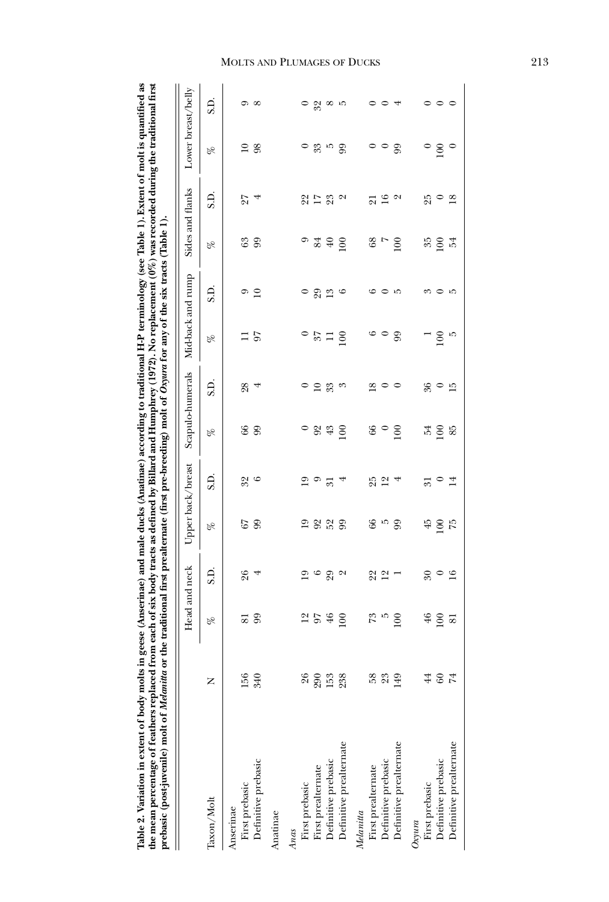**Table 2. Variation in extent of body molts in geese (Anserinae) and male ducks (Anatinae) according to traditional H-P terminology (see Table 1). Extent of molt is quantified as the mean percentage of feathers replaced from each of six body tracts as defined by Billard and Humphrey (1972). No replacement (0%) was recorded during the traditional first prebasic (post-juvenile) molt of *Melanitta* or the traditional first prealternate (first pre-breeding) molt of *Oxyura* for any of the six tracts (Table 1).**

| Taxon/Molt | N | Head and neck | | Upper back/breast | | Scapulo-humerals | | Mid-back and rump | | Sides and flanks | | Lower breast/belly | |
|---|---|---|---|---|---|---|---|---|---|---|---|---|---|
| | | % | S.D. | % | S.D. | % | S.D. | % | S.D. | % | S.D. | % | S.D. |
| Anserinae | | | | | | | | | | | | | |
| First prebasic | 156 | 81 | 26 | 67 | 32 | 66 | 28 | 11 | 9 | 63 | 27 | 10 | 9 |
| Definitive prebasic | 340 | 99 | 4 | 99 | 6 | 99 | 4 | 97 | 10 | 99 | 4 | 98 | 8 |
| Anatinae | | | | | | | | | | | | | |
| *Anas* | | | | | | | | | | | | | |
| First prebasic | 26 | 12 | 19 | 19 | 19 | 0 | 0 | 0 | 0 | 9 | 22 | 0 | 0 |
| First prealternate | 290 | 97 | 6 | 92 | 9 | 92 | 10 | 37 | 29 | 84 | 17 | 33 | 32 |
| Definitive prebasic | 153 | 46 | 29 | 52 | 31 | 43 | 33 | 11 | 13 | 40 | 23 | 5 | 8 |
| Definitive prealternate | 238 | 100 | 2 | 99 | 4 | 100 | 3 | 100 | 6 | 100 | 2 | 99 | 5 |
| *Melanitta* | | | | | | | | | | | | | |
| First prealternate | 58 | 73 | 22 | 66 | 25 | 66 | 18 | 6 | 6 | 68 | 21 | 0 | 0 |
| Definitive prebasic | 23 | 5 | 12 | 5 | 12 | 0 | 0 | 0 | 0 | 7 | 16 | 0 | 0 |
| Definitive prealternate | 149 | 100 | 1 | 99 | 4 | 100 | 0 | 99 | 5 | 100 | 2 | 99 | 4 |
| *Oxyura* | | | | | | | | | | | | | |
| First prebasic | 44 | 46 | 30 | 45 | 31 | 54 | 36 | 1 | 3 | 35 | 25 | 0 | 0 |
| Definitive prebasic | 60 | 100 | 0 | 100 | 0 | 100 | 0 | 100 | 0 | 100 | 0 | 100 | 0 |
| Definitive prealternate | 74 | 81 | 16 | 75 | 14 | 85 | 15 | 5 | 5 | 54 | 18 | 0 | 0 |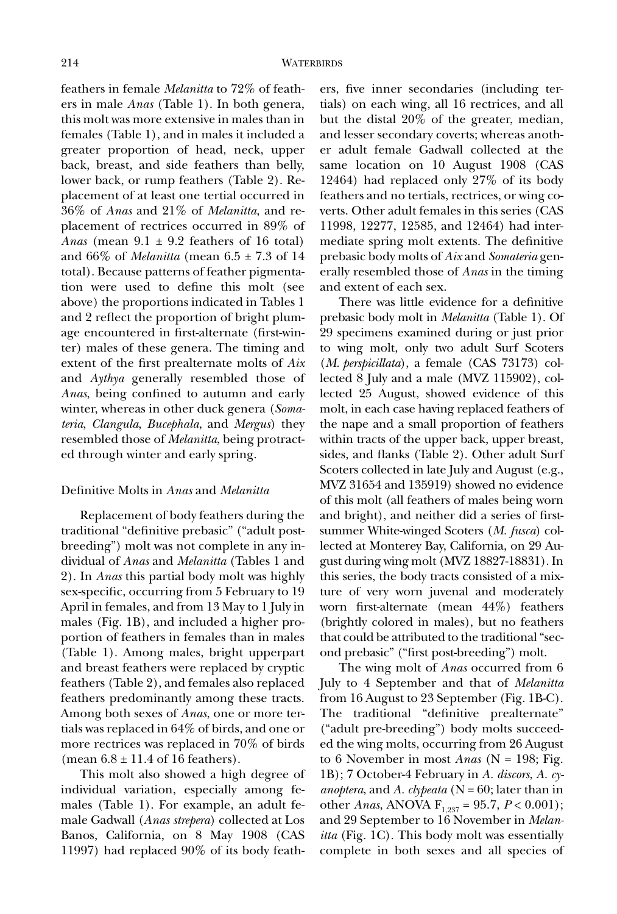feathers in female *Melanitta* to 72% of feathers in male *Anas* (Table 1). In both genera, this molt was more extensive in males than in females (Table 1), and in males it included a greater proportion of head, neck, upper back, breast, and side feathers than belly, lower back, or rump feathers (Table 2). Replacement of at least one tertial occurred in 36% of *Anas* and 21% of *Melanitta*, and replacement of rectrices occurred in 89% of *Anas* (mean 9.1 ± 9.2 feathers of 16 total) and 66% of *Melanitta* (mean 6.5 ± 7.3 of 14 total). Because patterns of feather pigmentation were used to define this molt (see above) the proportions indicated in Tables 1 and 2 reflect the proportion of bright plumage encountered in first-alternate (first-winter) males of these genera. The timing and extent of the first prealternate molts of *Aix* and *Aythya* generally resembled those of *Anas*, being confined to autumn and early winter, whereas in other duck genera (*Somateria*, *Clangula*, *Bucephala*, and *Mergus*) they resembled those of *Melanitta*, being protracted through winter and early spring.

### Definitive Molts in *Anas* and *Melanitta*

Replacement of body feathers during the traditional "definitive prebasic" ("adult postbreeding") molt was not complete in any individual of *Anas* and *Melanitta* (Tables 1 and 2). In *Anas* this partial body molt was highly sex-specific, occurring from 5 February to 19 April in females, and from 13 May to 1 July in males (Fig. 1B), and included a higher proportion of feathers in females than in males (Table 1). Among males, bright upperpart and breast feathers were replaced by cryptic feathers (Table 2), and females also replaced feathers predominantly among these tracts. Among both sexes of *Anas*, one or more tertials was replaced in 64% of birds, and one or more rectrices was replaced in 70% of birds (mean 6.8 ± 11.4 of 16 feathers).

This molt also showed a high degree of individual variation, especially among females (Table 1). For example, an adult female Gadwall (*Anas strepera*) collected at Los Banos, California, on 8 May 1908 (CAS 11997) had replaced 90% of its body feathers, five inner secondaries (including tertials) on each wing, all 16 rectrices, and all but the distal 20% of the greater, median, and lesser secondary coverts; whereas another adult female Gadwall collected at the same location on 10 August 1908 (CAS 12464) had replaced only 27% of its body feathers and no tertials, rectrices, or wing coverts. Other adult females in this series (CAS 11998, 12277, 12585, and 12464) had intermediate spring molt extents. The definitive prebasic body molts of *Aix* and *Somateria* generally resembled those of *Anas* in the timing and extent of each sex.

There was little evidence for a definitive prebasic body molt in *Melanitta* (Table 1). Of 29 specimens examined during or just prior to wing molt, only two adult Surf Scoters (*M. perspicillata*), a female (CAS 73173) collected 8 July and a male (MVZ 115902), collected 25 August, showed evidence of this molt, in each case having replaced feathers of the nape and a small proportion of feathers within tracts of the upper back, upper breast, sides, and flanks (Table 2). Other adult Surf Scoters collected in late July and August (e.g., MVZ 31654 and 135919) showed no evidence of this molt (all feathers of males being worn and bright), and neither did a series of first-summer White-winged Scoters (*M. fusca*) collected at Monterey Bay, California, on 29 August during wing molt (MVZ 18827-18831). In this series, the body tracts consisted of a mixture of very worn juvenal and moderately worn first-alternate (mean 44%) feathers (brightly colored in males), but no feathers that could be attributed to the traditional "second prebasic" ("first post-breeding") molt.

The wing molt of *Anas* occurred from 6 July to 4 September and that of *Melanitta* from 16 August to 23 September (Fig. 1B-C). The traditional "definitive prealternate" ("adult pre-breeding") body molts succeeded the wing molts, occurring from 26 August to 6 November in most *Anas* (N = 198; Fig. 1B); 7 October-4 February in *A. discors*, *A. cyanoptera*, and *A. clypeata* (N = 60; later than in other *Anas*, ANOVA $F_{1,237} = 95.7$, $P < 0.001$); and 29 September to 16 November in *Melanitta* (Fig. 1C). This body molt was essentially complete in both sexes and all species of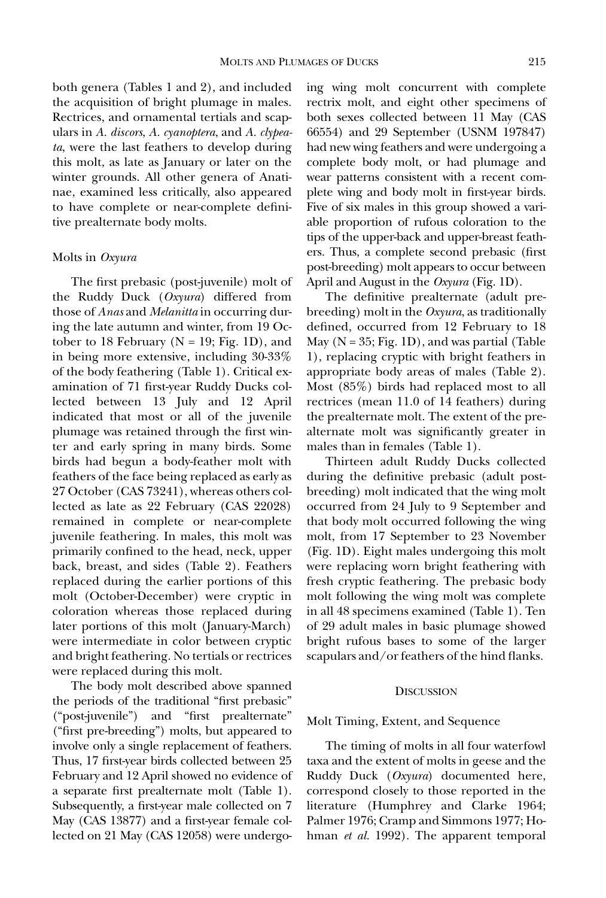both genera (Tables 1 and 2), and included the acquisition of bright plumage in males. Rectrices, and ornamental tertials and scapulars in *A. discors*, *A. cyanoptera*, and *A. clypeata*, were the last feathers to develop during this molt, as late as January or later on the winter grounds. All other genera of Anatinae, examined less critically, also appeared to have complete or near-complete definitive prealternate body molts.

### Molts in *Oxyura*

The first prebasic (post-juvenile) molt of the Ruddy Duck (*Oxyura*) differed from those of *Anas* and *Melanitta* in occurring during the late autumn and winter, from 19 October to 18 February (N = 19; Fig. 1D), and in being more extensive, including 30-33% of the body feathering (Table 1). Critical examination of 71 first-year Ruddy Ducks collected between 13 July and 12 April indicated that most or all of the juvenile plumage was retained through the first winter and early spring in many birds. Some birds had begun a body-feather molt with feathers of the face being replaced as early as 27 October (CAS 73241), whereas others collected as late as 22 February (CAS 22028) remained in complete or near-complete juvenile feathering. In males, this molt was primarily confined to the head, neck, upper back, breast, and sides (Table 2). Feathers replaced during the earlier portions of this molt (October-December) were cryptic in coloration whereas those replaced during later portions of this molt (January-March) were intermediate in color between cryptic and bright feathering. No tertials or rectrices were replaced during this molt.

The body molt described above spanned the periods of the traditional "first prebasic" ("post-juvenile") and "first prealternate" ("first pre-breeding") molts, but appeared to involve only a single replacement of feathers. Thus, 17 first-year birds collected between 25 February and 12 April showed no evidence of a separate first prealternate molt (Table 1). Subsequently, a first-year male collected on 7 May (CAS 13877) and a first-year female collected on 21 May (CAS 12058) were undergoing wing molt concurrent with complete rectrix molt, and eight other specimens of both sexes collected between 11 May (CAS 66554) and 29 September (USNM 197847) had new wing feathers and were undergoing a complete body molt, or had plumage and wear patterns consistent with a recent complete wing and body molt in first-year birds. Five of six males in this group showed a variable proportion of rufous coloration to the tips of the upper-back and upper-breast feathers. Thus, a complete second prebasic (first post-breeding) molt appears to occur between April and August in the *Oxyura* (Fig. 1D).

The definitive prealternate (adult prebreeding) molt in the *Oxyura*, as traditionally defined, occurred from 12 February to 18 May (N = 35; Fig. 1D), and was partial (Table 1), replacing cryptic with bright feathers in appropriate body areas of males (Table 2). Most (85%) birds had replaced most to all rectrices (mean 11.0 of 14 feathers) during the prealternate molt. The extent of the prealternate molt was significantly greater in males than in females (Table 1).

Thirteen adult Ruddy Ducks collected during the definitive prebasic (adult post-breeding) molt indicated that the wing molt occurred from 24 July to 9 September and that body molt occurred following the wing molt, from 17 September to 23 November (Fig. 1D). Eight males undergoing this molt were replacing worn bright feathering with fresh cryptic feathering. The prebasic body molt following the wing molt was complete in all 48 specimens examined (Table 1). Ten of 29 adult males in basic plumage showed bright rufous bases to some of the larger scapulars and/or feathers of the hind flanks.

## Discussion

### Molt Timing, Extent, and Sequence

The timing of molts in all four waterfowl taxa and the extent of molts in geese and the Ruddy Duck (*Oxyura*) documented here, correspond closely to those reported in the literature (Humphrey and Clarke 1964; Palmer 1976; Cramp and Simmons 1977; Hohman *et al.* 1992). The apparent temporal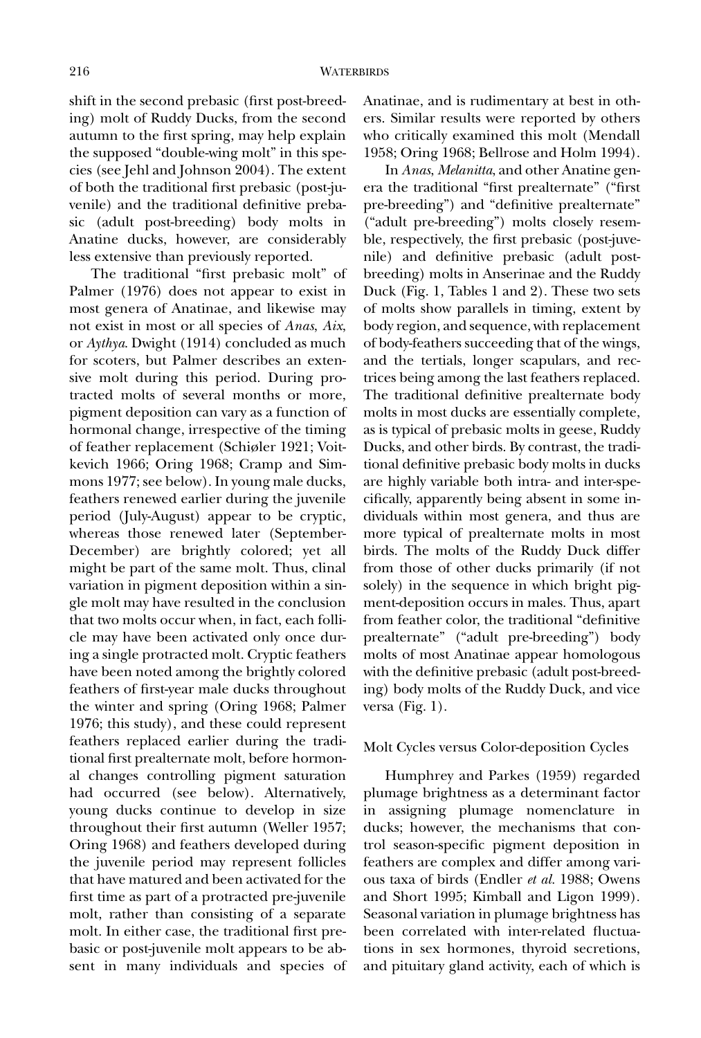shift in the second prebasic (first post-breeding) molt of Ruddy Ducks, from the second autumn to the first spring, may help explain the supposed "double-wing molt" in this species (see Jehl and Johnson 2004). The extent of both the traditional first prebasic (post-juvenile) and the traditional definitive prebasic (adult post-breeding) body molts in Anatine ducks, however, are considerably less extensive than previously reported.

The traditional "first prebasic molt" of Palmer (1976) does not appear to exist in most genera of Anatinae, and likewise may not exist in most or all species of *Anas*, *Aix*, or *Aythya*. Dwight (1914) concluded as much for scoters, but Palmer describes an extensive molt during this period. During protracted molts of several months or more, pigment deposition can vary as a function of hormonal change, irrespective of the timing of feather replacement (Schiøler 1921; Voitkevich 1966; Oring 1968; Cramp and Simmons 1977; see below). In young male ducks, feathers renewed earlier during the juvenile period (July-August) appear to be cryptic, whereas those renewed later (September-December) are brightly colored; yet all might be part of the same molt. Thus, clinal variation in pigment deposition within a single molt may have resulted in the conclusion that two molts occur when, in fact, each follicle may have been activated only once during a single protracted molt. Cryptic feathers have been noted among the brightly colored feathers of first-year male ducks throughout the winter and spring (Oring 1968; Palmer 1976; this study), and these could represent feathers replaced earlier during the traditional first prealternate molt, before hormonal changes controlling pigment saturation had occurred (see below). Alternatively, young ducks continue to develop in size throughout their first autumn (Weller 1957; Oring 1968) and feathers developed during the juvenile period may represent follicles that have matured and been activated for the first time as part of a protracted pre-juvenile molt, rather than consisting of a separate molt. In either case, the traditional first prebasic or post-juvenile molt appears to be absent in many individuals and species of Anatinae, and is rudimentary at best in others. Similar results were reported by others who critically examined this molt (Mendall 1958; Oring 1968; Bellrose and Holm 1994).

In *Anas*, *Melanitta*, and other Anatine genera the traditional "first prealternate" ("first pre-breeding") and "definitive prealternate" ("adult pre-breeding") molts closely resemble, respectively, the first prebasic (post-juvenile) and definitive prebasic (adult post-breeding) molts in Anserinae and the Ruddy Duck (Fig. 1, Tables 1 and 2). These two sets of molts show parallels in timing, extent by body region, and sequence, with replacement of body-feathers succeeding that of the wings, and the tertials, longer scapulars, and rectrices being among the last feathers replaced. The traditional definitive prealternate body molts in most ducks are essentially complete, as is typical of prebasic molts in geese, Ruddy Ducks, and other birds. By contrast, the traditional definitive prebasic body molts in ducks are highly variable both intra- and inter-specifically, apparently being absent in some individuals within most genera, and thus are more typical of prealternate molts in most birds. The molts of the Ruddy Duck differ from those of other ducks primarily (if not solely) in the sequence in which bright pigment-deposition occurs in males. Thus, apart from feather color, the traditional "definitive prealternate" ("adult pre-breeding") body molts of most Anatinae appear homologous with the definitive prebasic (adult post-breeding) body molts of the Ruddy Duck, and vice versa (Fig. 1).

## Molt Cycles versus Color-deposition Cycles

Humphrey and Parkes (1959) regarded plumage brightness as a determinant factor in assigning plumage nomenclature in ducks; however, the mechanisms that control season-specific pigment deposition in feathers are complex and differ among various taxa of birds (Endler *et al.* 1988; Owens and Short 1995; Kimball and Ligon 1999). Seasonal variation in plumage brightness has been correlated with inter-related fluctuations in sex hormones, thyroid secretions, and pituitary gland activity, each of which is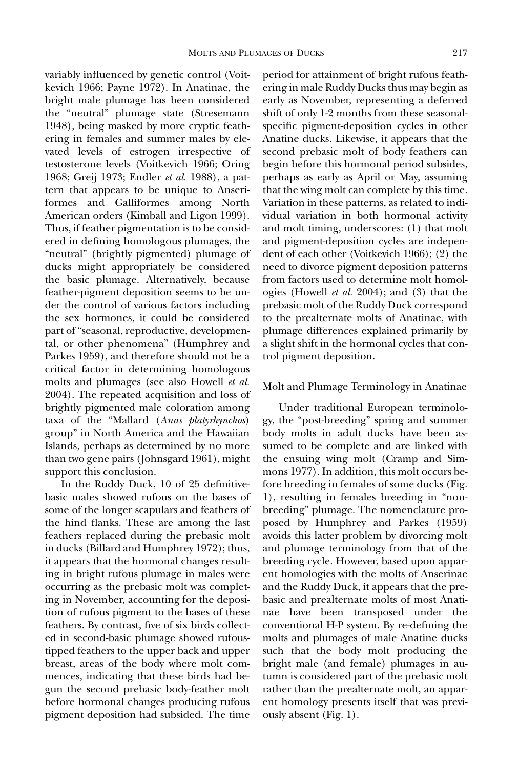variably influenced by genetic control (Voitkevich 1966; Payne 1972). In Anatinae, the bright male plumage has been considered the "neutral" plumage state (Stresemann 1948), being masked by more cryptic feathering in females and summer males by elevated levels of estrogen irrespective of testosterone levels (Voitkevich 1966; Oring 1968; Greij 1973; Endler *et al.* 1988), a pattern that appears to be unique to Anseriformes and Galliformes among North American orders (Kimball and Ligon 1999). Thus, if feather pigmentation is to be considered in defining homologous plumages, the "neutral" (brightly pigmented) plumage of ducks might appropriately be considered the basic plumage. Alternatively, because feather-pigment deposition seems to be under the control of various factors including the sex hormones, it could be considered part of "seasonal, reproductive, developmental, or other phenomena" (Humphrey and Parkes 1959), and therefore should not be a critical factor in determining homologous molts and plumages (see also Howell *et al.* 2004). The repeated acquisition and loss of brightly pigmented male coloration among taxa of the "Mallard (*Anas platyrhynchos*) group" in North America and the Hawaiian Islands, perhaps as determined by no more than two gene pairs (Johnsgard 1961), might support this conclusion.

In the Ruddy Duck, 10 of 25 definitive-basic males showed rufous on the bases of some of the longer scapulars and feathers of the hind flanks. These are among the last feathers replaced during the prebasic molt in ducks (Billard and Humphrey 1972); thus, it appears that the hormonal changes resulting in bright rufous plumage in males were occurring as the prebasic molt was completing in November, accounting for the deposition of rufous pigment to the bases of these feathers. By contrast, five of six birds collected in second-basic plumage showed rufous-tipped feathers to the upper back and upper breast, areas of the body where molt commences, indicating that these birds had begun the second prebasic body-feather molt before hormonal changes producing rufous pigment deposition had subsided. The time period for attainment of bright rufous feathering in male Ruddy Ducks thus may begin as early as November, representing a deferred shift of only 1-2 months from these seasonal-specific pigment-deposition cycles in other Anatine ducks. Likewise, it appears that the second prebasic molt of body feathers can begin before this hormonal period subsides, perhaps as early as April or May, assuming that the wing molt can complete by this time. Variation in these patterns, as related to individual variation in both hormonal activity and molt timing, underscores: (1) that molt and pigment-deposition cycles are independent of each other (Voitkevich 1966); (2) the need to divorce pigment deposition patterns from factors used to determine molt homologies (Howell *et al.* 2004); and (3) that the prebasic molt of the Ruddy Duck correspond to the prealternate molts of Anatinae, with plumage differences explained primarily by a slight shift in the hormonal cycles that control pigment deposition.

## Molt and Plumage Terminology in Anatinae

Under traditional European terminology, the "post-breeding" spring and summer body molts in adult ducks have been assumed to be complete and are linked with the ensuing wing molt (Cramp and Simmons 1977). In addition, this molt occurs before breeding in females of some ducks (Fig. 1), resulting in females breeding in "non-breeding" plumage. The nomenclature proposed by Humphrey and Parkes (1959) avoids this latter problem by divorcing molt and plumage terminology from that of the breeding cycle. However, based upon apparent homologies with the molts of Anserinae and the Ruddy Duck, it appears that the prebasic and prealternate molts of most Anatinae have been transposed under the conventional H-P system. By re-defining the molts and plumages of male Anatine ducks such that the body molt producing the bright male (and female) plumages in autumn is considered part of the prebasic molt rather than the prealternate molt, an apparent homology presents itself that was previously absent (Fig. 1).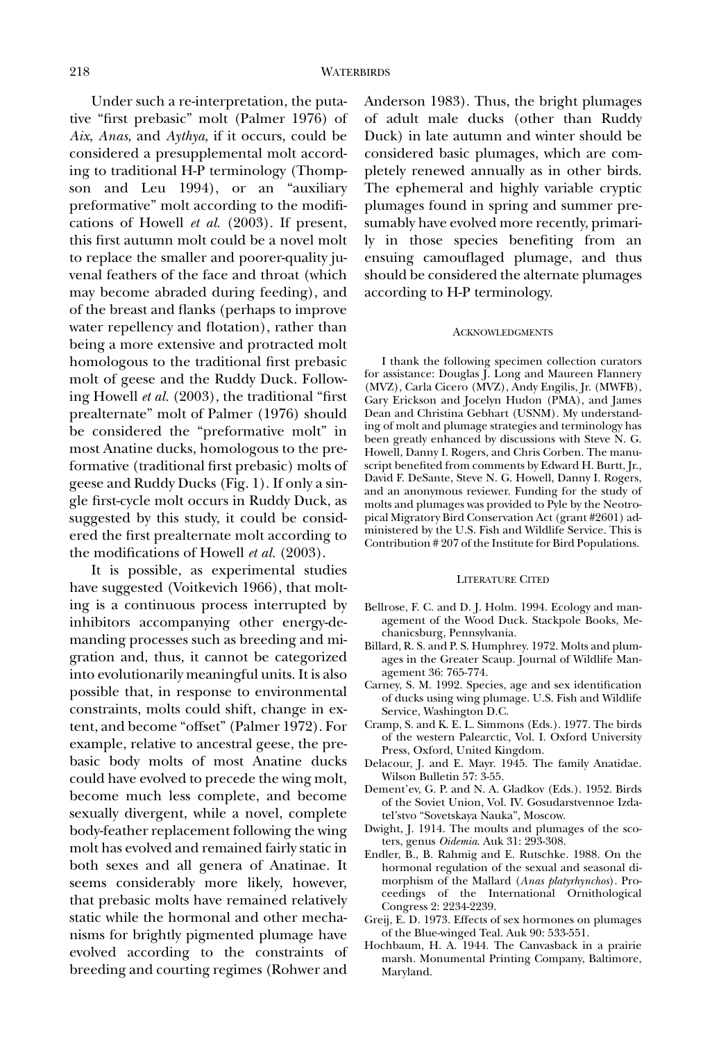Under such a re-interpretation, the putative "first prebasic" molt (Palmer 1976) of *Aix*, *Anas*, and *Aythya*, if it occurs, could be considered a presupplemental molt according to traditional H-P terminology (Thompson and Leu 1994), or an "auxiliary preformative" molt according to the modifications of Howell *et al.* (2003). If present, this first autumn molt could be a novel molt to replace the smaller and poorer-quality juvenal feathers of the face and throat (which may become abraded during feeding), and of the breast and flanks (perhaps to improve water repellency and flotation), rather than being a more extensive and protracted molt homologous to the traditional first prebasic molt of geese and the Ruddy Duck. Following Howell *et al.* (2003), the traditional "first prealternate" molt of Palmer (1976) should be considered the "preformative molt" in most Anatine ducks, homologous to the preformative (traditional first prebasic) molts of geese and Ruddy Ducks (Fig. 1). If only a single first-cycle molt occurs in Ruddy Duck, as suggested by this study, it could be considered the first prealternate molt according to the modifications of Howell *et al.* (2003).

It is possible, as experimental studies have suggested (Voitkevich 1966), that molting is a continuous process interrupted by inhibitors accompanying other energy-demanding processes such as breeding and migration and, thus, it cannot be categorized into evolutionarily meaningful units. It is also possible that, in response to environmental constraints, molts could shift, change in extent, and become "offset" (Palmer 1972). For example, relative to ancestral geese, the prebasic body molts of most Anatine ducks could have evolved to precede the wing molt, become much less complete, and become sexually divergent, while a novel, complete body-feather replacement following the wing molt has evolved and remained fairly static in both sexes and all genera of Anatinae. It seems considerably more likely, however, that prebasic molts have remained relatively static while the hormonal and other mechanisms for brightly pigmented plumage have evolved according to the constraints of breeding and courting regimes (Rohwer and Anderson 1983). Thus, the bright plumages of adult male ducks (other than Ruddy Duck) in late autumn and winter should be considered basic plumages, which are completely renewed annually as in other birds. The ephemeral and highly variable cryptic plumages found in spring and summer presumably have evolved more recently, primarily in those species benefiting from an ensuing camouflaged plumage, and thus should be considered the alternate plumages according to H-P terminology.

## Acknowledgments

I thank the following specimen collection curators for assistance: Douglas J. Long and Maureen Flannery (MVZ), Carla Cicero (MVZ), Andy Engilis, Jr. (MWFB), Gary Erickson and Jocelyn Hudon (PMA), and James Dean and Christina Gebhart (USNM). My understanding of molt and plumage strategies and terminology has been greatly enhanced by discussions with Steve N. G. Howell, Danny I. Rogers, and Chris Corben. The manuscript benefited from comments by Edward H. Burtt, Jr., David F. DeSante, Steve N. G. Howell, Danny I. Rogers, and an anonymous reviewer. Funding for the study of molts and plumages was provided to Pyle by the Neotropical Migratory Bird Conservation Act (grant #2601) administered by the U.S. Fish and Wildlife Service. This is Contribution # 207 of the Institute for Bird Populations.

## Literature Cited

Bellrose, F. C. and D. J. Holm. 1994. Ecology and management of the Wood Duck. Stackpole Books, Mechanicsburg, Pennsylvania.

Billard, R. S. and P. S. Humphrey. 1972. Molts and plumages in the Greater Scaup. Journal of Wildlife Management 36: 765-774.

Carney, S. M. 1992. Species, age and sex identification of ducks using wing plumage. U.S. Fish and Wildlife Service, Washington D.C.

Cramp, S. and K. E. L. Simmons (Eds.). 1977. The birds of the western Palearctic, Vol. I. Oxford University Press, Oxford, United Kingdom.

Delacour, J. and E. Mayr. 1945. The family Anatidae. Wilson Bulletin 57: 3-55.

Dement'ev, G. P. and N. A. Gladkov (Eds.). 1952. Birds of the Soviet Union, Vol. IV. Gosudarstvennoe Izdatel'stvo "Sovetskaya Nauka", Moscow.

Dwight, J. 1914. The moults and plumages of the scoters, genus *Oidemia*. Auk 31: 293-308.

Endler, B., B. Rahmig and E. Rutschke. 1988. On the hormonal regulation of the sexual and seasonal dimorphism of the Mallard (*Anas platyrhynchos*). Proceedings of the International Ornithological Congress 2: 2234-2239.

Greij, E. D. 1973. Effects of sex hormones on plumages of the Blue-winged Teal. Auk 90: 533-551.

Hochbaum, H. A. 1944. The Canvasback in a prairie marsh. Monumental Printing Company, Baltimore, Maryland.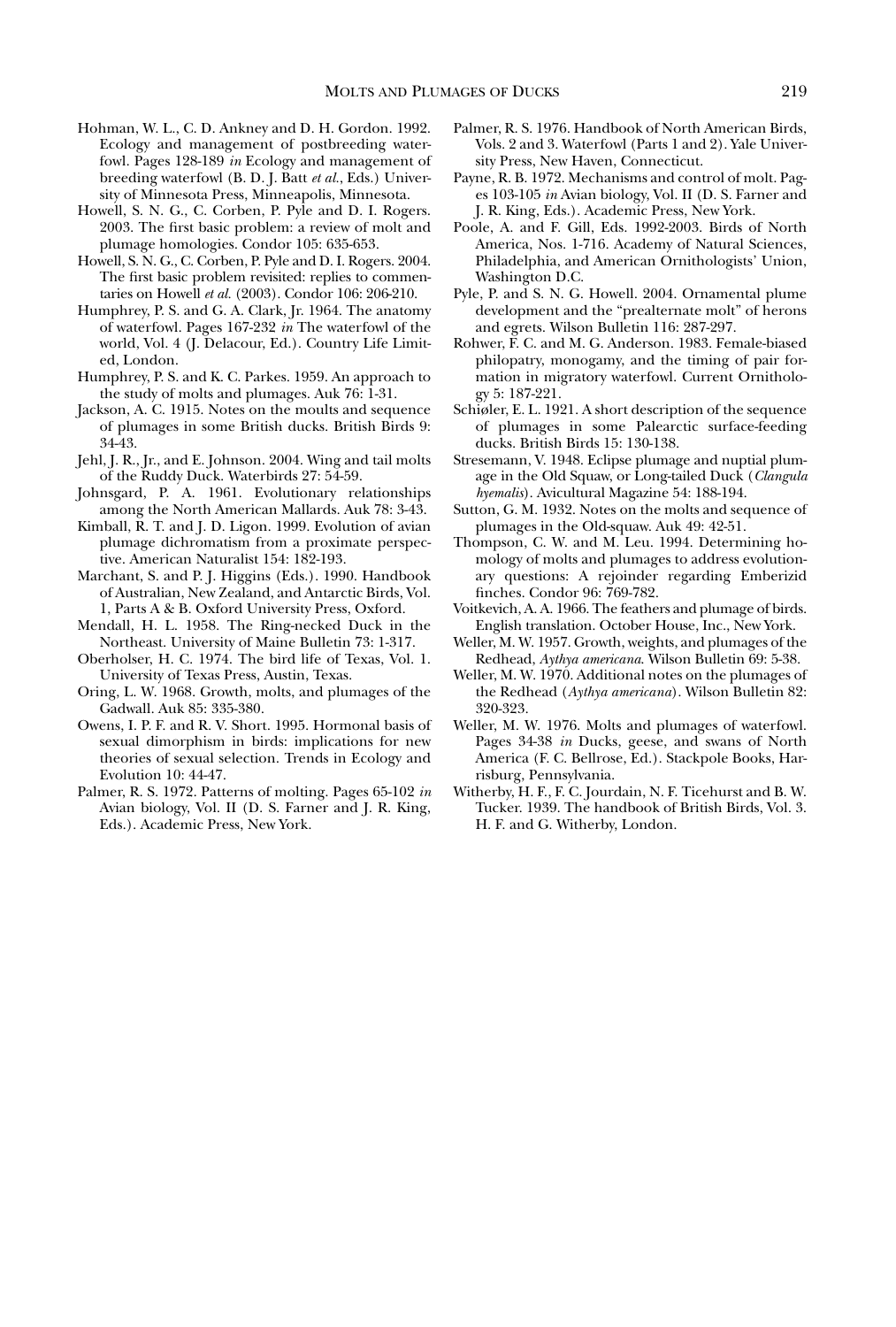Hohman, W. L., C. D. Ankney and D. H. Gordon. 1992. Ecology and management of postbreeding waterfowl. Pages 128-189 *in* Ecology and management of breeding waterfowl (B. D. J. Batt *et al.*, Eds.) University of Minnesota Press, Minneapolis, Minnesota.

Howell, S. N. G., C. Corben, P. Pyle and D. I. Rogers. 2003. The first basic problem: a review of molt and plumage homologies. Condor 105: 635-653.

Howell, S. N. G., C. Corben, P. Pyle and D. I. Rogers. 2004. The first basic problem revisited: replies to commentaries on Howell *et al.* (2003). Condor 106: 206-210.

Humphrey, P. S. and G. A. Clark, Jr. 1964. The anatomy of waterfowl. Pages 167-232 *in* The waterfowl of the world, Vol. 4 (J. Delacour, Ed.). Country Life Limited, London.

Humphrey, P. S. and K. C. Parkes. 1959. An approach to the study of molts and plumages. Auk 76: 1-31.

Jackson, A. C. 1915. Notes on the moults and sequence of plumages in some British ducks. British Birds 9: 34-43.

Jehl, J. R., Jr., and E. Johnson. 2004. Wing and tail molts of the Ruddy Duck. Waterbirds 27: 54-59.

Johnsgard, P. A. 1961. Evolutionary relationships among the North American Mallards. Auk 78: 3-43.

Kimball, R. T. and J. D. Ligon. 1999. Evolution of avian plumage dichromatism from a proximate perspective. American Naturalist 154: 182-193.

Marchant, S. and P. J. Higgins (Eds.). 1990. Handbook of Australian, New Zealand, and Antarctic Birds, Vol. 1, Parts A & B. Oxford University Press, Oxford.

Mendall, H. L. 1958. The Ring-necked Duck in the Northeast. University of Maine Bulletin 73: 1-317.

Oberholser, H. C. 1974. The bird life of Texas, Vol. 1. University of Texas Press, Austin, Texas.

Oring, L. W. 1968. Growth, molts, and plumages of the Gadwall. Auk 85: 335-380.

Owens, I. P. F. and R. V. Short. 1995. Hormonal basis of sexual dimorphism in birds: implications for new theories of sexual selection. Trends in Ecology and Evolution 10: 44-47.

Palmer, R. S. 1972. Patterns of molting. Pages 65-102 *in* Avian biology, Vol. II (D. S. Farner and J. R. King, Eds.). Academic Press, New York.

Palmer, R. S. 1976. Handbook of North American Birds, Vols. 2 and 3. Waterfowl (Parts 1 and 2). Yale University Press, New Haven, Connecticut.

Payne, R. B. 1972. Mechanisms and control of molt. Pages 103-105 *in* Avian biology, Vol. II (D. S. Farner and J. R. King, Eds.). Academic Press, New York.

Poole, A. and F. Gill, Eds. 1992-2003. Birds of North America, Nos. 1-716. Academy of Natural Sciences, Philadelphia, and American Ornithologists' Union, Washington D.C.

Pyle, P. and S. N. G. Howell. 2004. Ornamental plume development and the "prealternate molt" of herons and egrets. Wilson Bulletin 116: 287-297.

Rohwer, F. C. and M. G. Anderson. 1983. Female-biased philopatry, monogamy, and the timing of pair formation in migratory waterfowl. Current Ornithology 5: 187-221.

Schiøler, E. L. 1921. A short description of the sequence of plumages in some Palearctic surface-feeding ducks. British Birds 15: 130-138.

Stresemann, V. 1948. Eclipse plumage and nuptial plumage in the Old Squaw, or Long-tailed Duck (*Clangula hyemalis*). Avicultural Magazine 54: 188-194.

Sutton, G. M. 1932. Notes on the molts and sequence of plumages in the Old-squaw. Auk 49: 42-51.

Thompson, C. W. and M. Leu. 1994. Determining homology of molts and plumages to address evolutionary questions: A rejoinder regarding Emberizid finches. Condor 96: 769-782.

Voitkevich, A. A. 1966. The feathers and plumage of birds. English translation. October House, Inc., New York.

Weller, M. W. 1957. Growth, weights, and plumages of the Redhead, *Aythya americana*. Wilson Bulletin 69: 5-38.

Weller, M. W. 1970. Additional notes on the plumages of the Redhead (*Aythya americana*). Wilson Bulletin 82: 320-323.

Weller, M. W. 1976. Molts and plumages of waterfowl. Pages 34-38 *in* Ducks, geese, and swans of North America (F. C. Bellrose, Ed.). Stackpole Books, Harrisburg, Pennsylvania.

Witherby, H. F., F. C. Jourdain, N. F. Ticehurst and B. W. Tucker. 1939. The handbook of British Birds, Vol. 3. H. F. and G. Witherby, London.